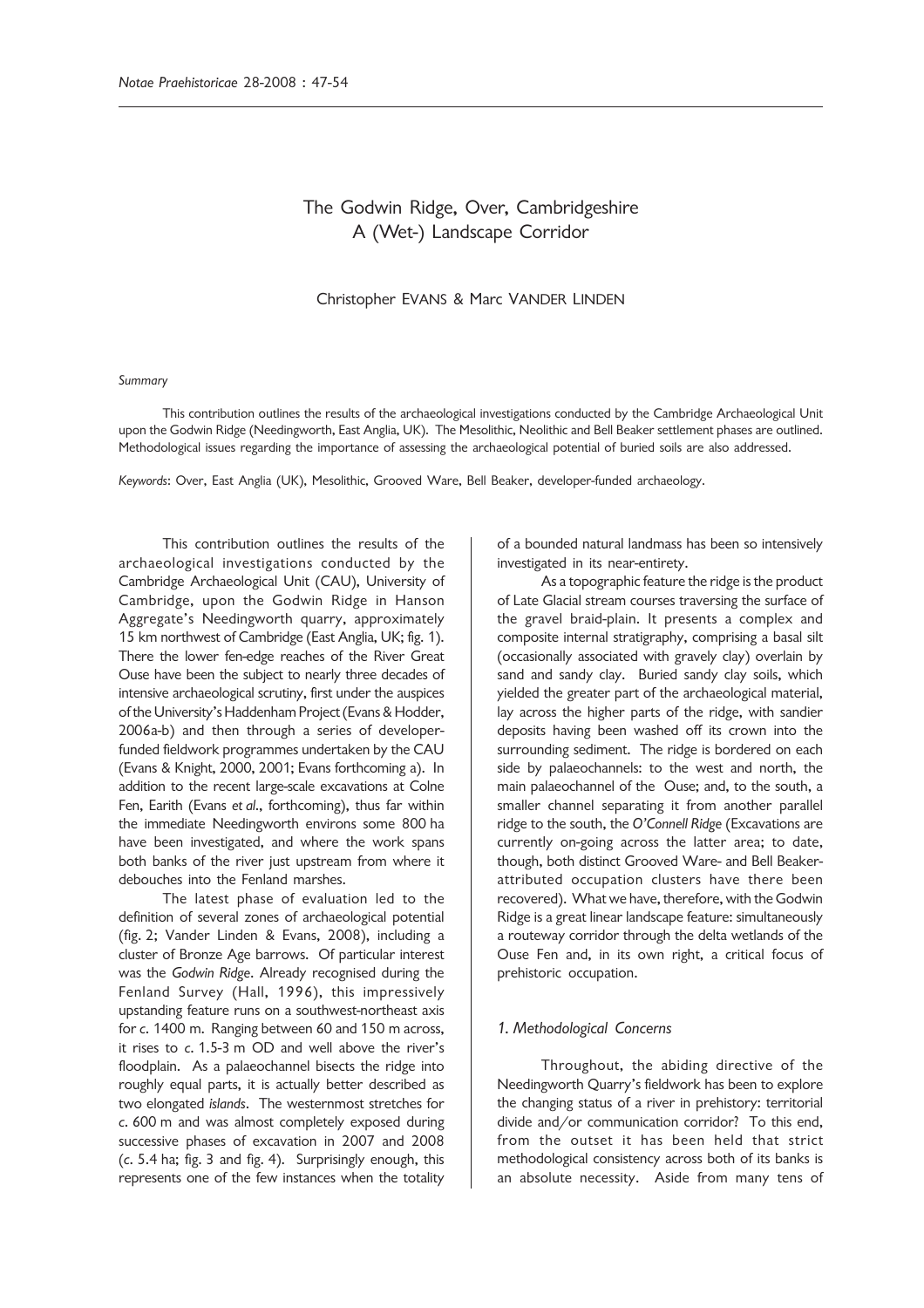# The Godwin Ridge, Over, Cambridgeshire
## A (Wet-) Landscape Corridor

Christopher EVANS & Marc VANDER LINDEN

*Summary*

This contribution outlines the results of the archaeological investigations conducted by the Cambridge Archaeological Unit upon the Godwin Ridge (Needingworth, East Anglia, UK). The Mesolithic, Neolithic and Bell Beaker settlement phases are outlined. Methodological issues regarding the importance of assessing the archaeological potential of buried soils are also addressed.

*Keywords*: Over, East Anglia (UK), Mesolithic, Grooved Ware, Bell Beaker, developer-funded archaeology.

This contribution outlines the results of the archaeological investigations conducted by the Cambridge Archaeological Unit (CAU), University of Cambridge, upon the Godwin Ridge in Hanson Aggregate's Needingworth quarry, approximately 15 km northwest of Cambridge (East Anglia, UK; fig. 1). There the lower fen-edge reaches of the River Great Ouse have been the subject to nearly three decades of intensive archaeological scrutiny, first under the auspices of the University's Haddenham Project (Evans & Hodder, 2006a-b) and then through a series of developer-funded fieldwork programmes undertaken by the CAU (Evans & Knight, 2000, 2001; Evans forthcoming a). In addition to the recent large-scale excavations at Colne Fen, Earith (Evans *et al.*, forthcoming), thus far within the immediate Needingworth environs some 800 ha have been investigated, and where the work spans both banks of the river just upstream from where it debouches into the Fenland marshes.

The latest phase of evaluation led to the definition of several zones of archaeological potential (fig. 2; Vander Linden & Evans, 2008), including a cluster of Bronze Age barrows. Of particular interest was the *Godwin Ridge*. Already recognised during the Fenland Survey (Hall, 1996), this impressively upstanding feature runs on a southwest-northeast axis for *c*. 1400 m. Ranging between 60 and 150 m across, it rises to *c*. 1.5-3 m OD and well above the river's floodplain. As a palaeochannel bisects the ridge into roughly equal parts, it is actually better described as two elongated *islands*. The westernmost stretches for *c*. 600 m and was almost completely exposed during successive phases of excavation in 2007 and 2008 (*c*. 5.4 ha; fig. 3 and fig. 4). Surprisingly enough, this represents one of the few instances when the totality of a bounded natural landmass has been so intensively investigated in its near-entirety.

As a topographic feature the ridge is the product of Late Glacial stream courses traversing the surface of the gravel braid-plain. It presents a complex and composite internal stratigraphy, comprising a basal silt (occasionally associated with gravely clay) overlain by sand and sandy clay. Buried sandy clay soils, which yielded the greater part of the archaeological material, lay across the higher parts of the ridge, with sandier deposits having been washed off its crown into the surrounding sediment. The ridge is bordered on each side by palaeochannels: to the west and north, the main palaeochannel of the Ouse; and, to the south, a smaller channel separating it from another parallel ridge to the south, the *O'Connell Ridge* (Excavations are currently on-going across the latter area; to date, though, both distinct Grooved Ware- and Bell Beaker-attributed occupation clusters have there been recovered). What we have, therefore, with the Godwin Ridge is a great linear landscape feature: simultaneously a routeway corridor through the delta wetlands of the Ouse Fen and, in its own right, a critical focus of prehistoric occupation.

### *1. Methodological Concerns*

Throughout, the abiding directive of the Needingworth Quarry's fieldwork has been to explore the changing status of a river in prehistory: territorial divide and/or communication corridor? To this end, from the outset it has been held that strict methodological consistency across both of its banks is an absolute necessity. Aside from many tens of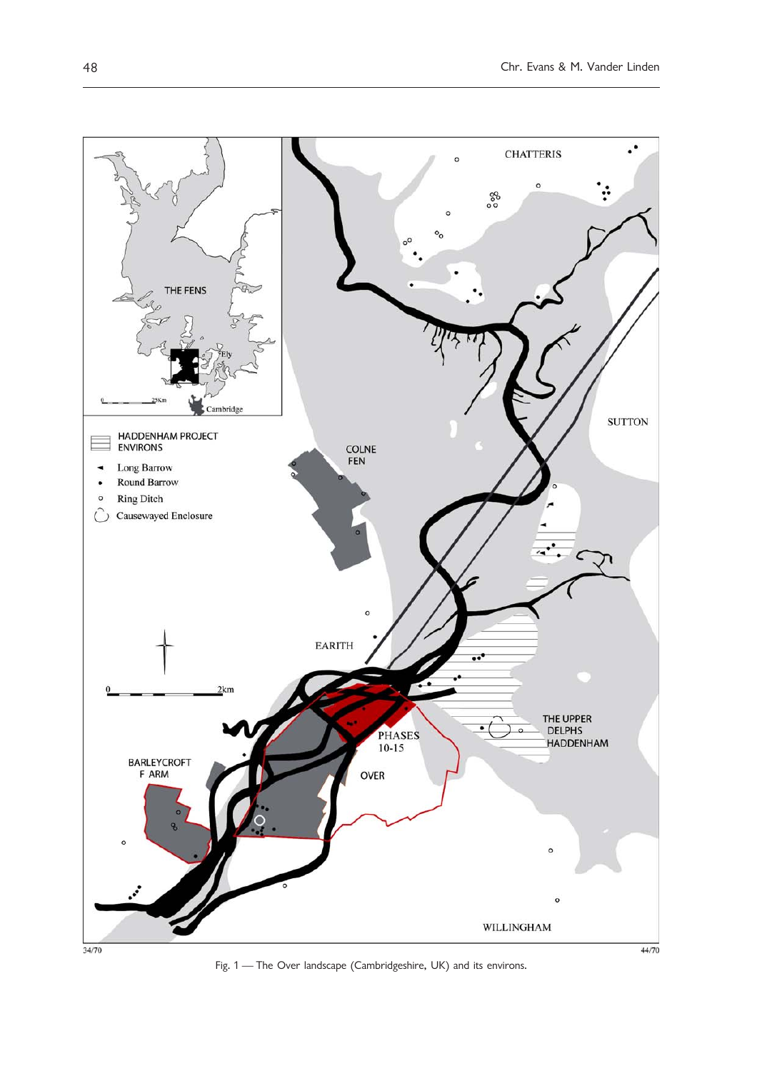Fig. 1 — The Over landscape (Cambridgeshire, UK) and its environs.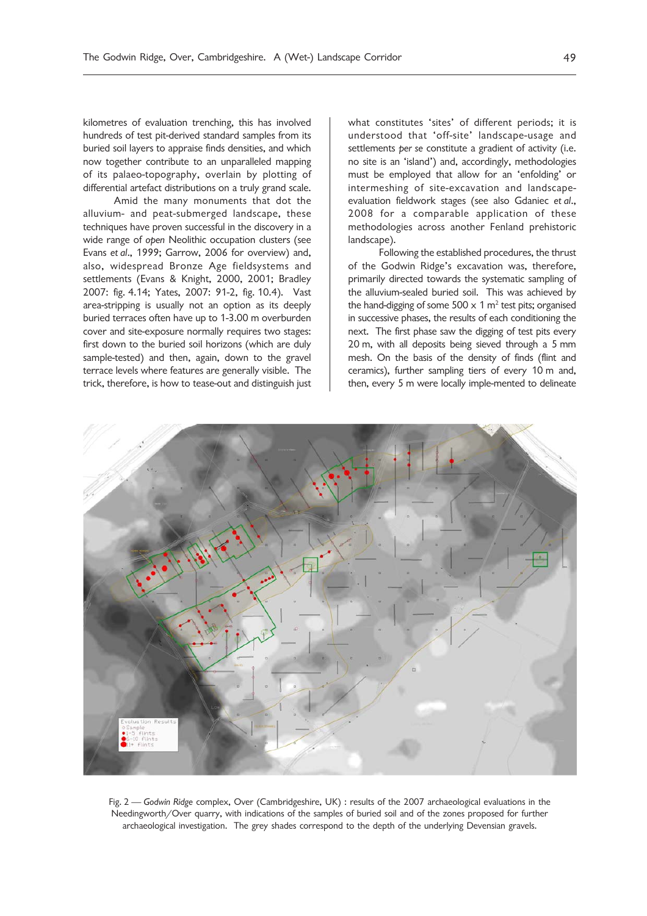kilometres of evaluation trenching, this has involved hundreds of test pit-derived standard samples from its buried soil layers to appraise finds densities, and which now together contribute to an unparalleled mapping of its palaeo-topography, overlain by plotting of differential artefact distributions on a truly grand scale.

Amid the many monuments that dot the alluvium- and peat-submerged landscape, these techniques have proven successful in the discovery in a wide range of *open* Neolithic occupation clusters (see Evans *et al*., 1999; Garrow, 2006 for overview) and, also, widespread Bronze Age fieldsystems and settlements (Evans & Knight, 2000, 2001; Bradley 2007: fig. 4.14; Yates, 2007: 91-2, fig. 10.4). Vast area-stripping is usually not an option as its deeply buried terraces often have up to 1-3.00 m overburden cover and site-exposure normally requires two stages: first down to the buried soil horizons (which are duly sample-tested) and then, again, down to the gravel terrace levels where features are generally visible. The trick, therefore, is how to tease-out and distinguish just what constitutes 'sites' of different periods; it is understood that 'off-site' landscape-usage and settlements *per se* constitute a gradient of activity (i.e. no site is an 'island') and, accordingly, methodologies must be employed that allow for an 'enfolding' or intermeshing of site-excavation and landscape-evaluation fieldwork stages (see also Gdaniec *et al*., 2008 for a comparable application of these methodologies across another Fenland prehistoric landscape).

Following the established procedures, the thrust of the Godwin Ridge's excavation was, therefore, primarily directed towards the systematic sampling of the alluvium-sealed buried soil. This was achieved by the hand-digging of some 500 x 1 m$^2$ test pits; organised in successive phases, the results of each conditioning the next. The first phase saw the digging of test pits every 20 m, with all deposits being sieved through a 5 mm mesh. On the basis of the density of finds (flint and ceramics), further sampling tiers of every 10 m and, then, every 5 m were locally imple-mented to delineate

Fig. 2 — *Godwin Ridge* complex, Over (Cambridgeshire, UK) : results of the 2007 archaeological evaluations in the Needingworth/Over quarry, with indications of the samples of buried soil and of the zones proposed for further archaeological investigation. The grey shades correspond to the depth of the underlying Devensian gravels.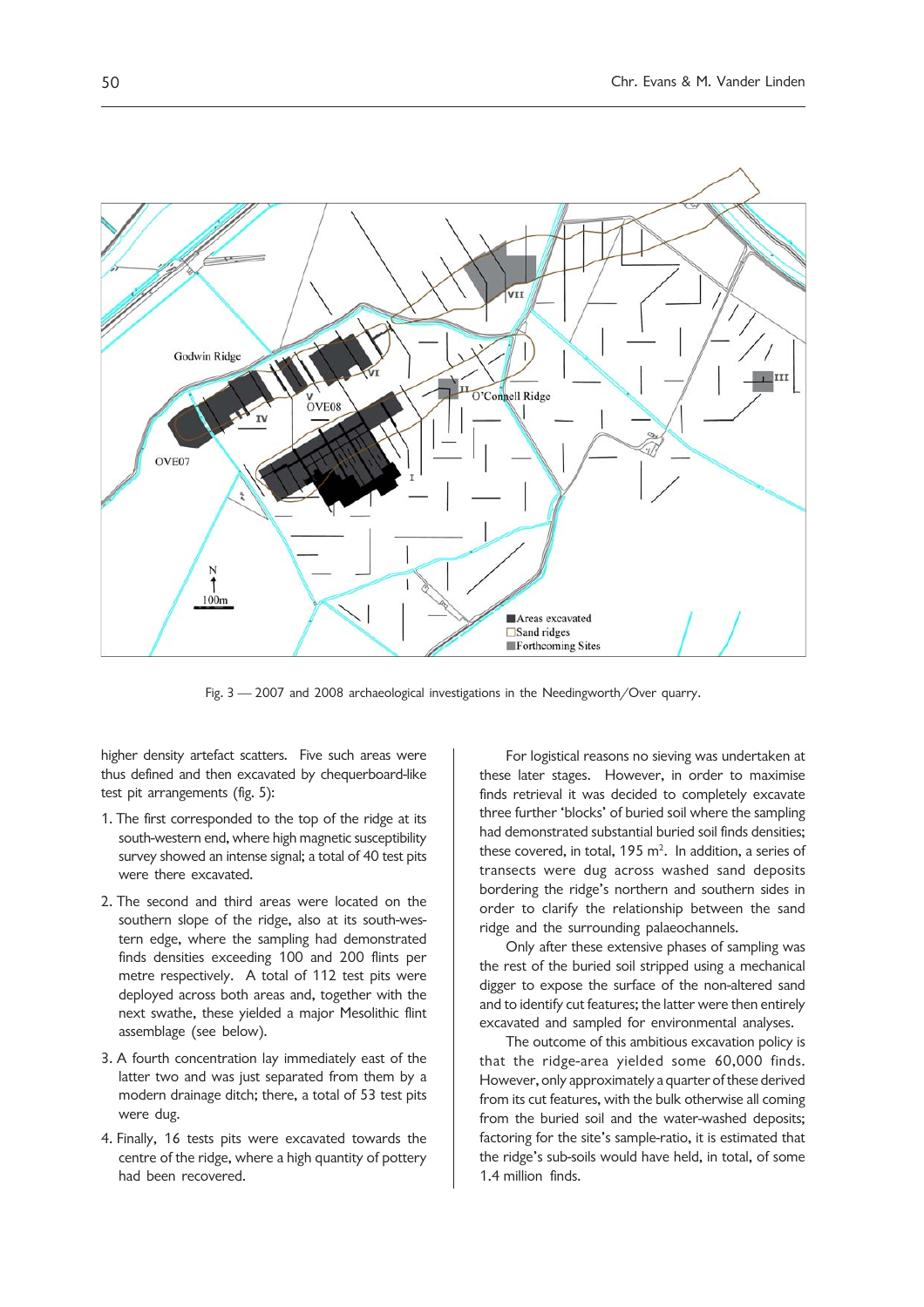Fig. 3 — 2007 and 2008 archaeological investigations in the Needingworth/Over quarry.

higher density artefact scatters. Five such areas were thus defined and then excavated by chequerboard-like test pit arrangements (fig. 5):

1. The first corresponded to the top of the ridge at its south-western end, where high magnetic susceptibility survey showed an intense signal; a total of 40 test pits were there excavated.
2. The second and third areas were located on the southern slope of the ridge, also at its south-western edge, where the sampling had demonstrated finds densities exceeding 100 and 200 flints per metre respectively. A total of 112 test pits were deployed across both areas and, together with the next swathe, these yielded a major Mesolithic flint assemblage (see below).
3. A fourth concentration lay immediately east of the latter two and was just separated from them by a modern drainage ditch; there, a total of 53 test pits were dug.
4. Finally, 16 tests pits were excavated towards the centre of the ridge, where a high quantity of pottery had been recovered.

For logistical reasons no sieving was undertaken at these later stages. However, in order to maximise finds retrieval it was decided to completely excavate three further 'blocks' of buried soil where the sampling had demonstrated substantial buried soil finds densities; these covered, in total, 195 m$^2$. In addition, a series of transects were dug across washed sand deposits bordering the ridge's northern and southern sides in order to clarify the relationship between the sand ridge and the surrounding palaeochannels.

Only after these extensive phases of sampling was the rest of the buried soil stripped using a mechanical digger to expose the surface of the non-altered sand and to identify cut features; the latter were then entirely excavated and sampled for environmental analyses.

The outcome of this ambitious excavation policy is that the ridge-area yielded some 60,000 finds. However, only approximately a quarter of these derived from its cut features, with the bulk otherwise all coming from the buried soil and the water-washed deposits; factoring for the site's sample-ratio, it is estimated that the ridge's sub-soils would have held, in total, of some 1.4 million finds.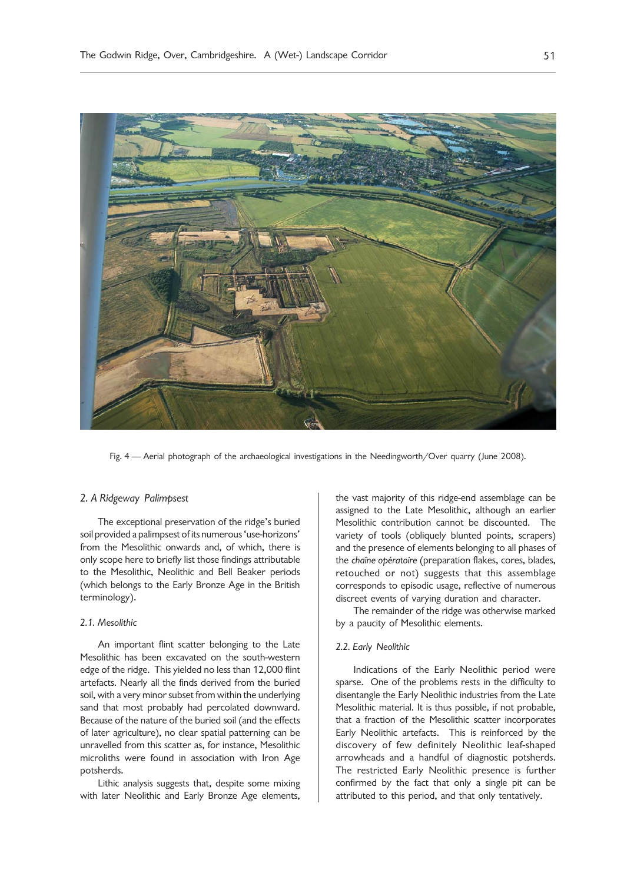Fig. 4 — Aerial photograph of the archaeological investigations in the Needingworth/Over quarry (June 2008).

### *2. A Ridgeway Palimpsest*

The exceptional preservation of the ridge's buried soil provided a palimpsest of its numerous 'use-horizons' from the Mesolithic onwards and, of which, there is only scope here to briefly list those findings attributable to the Mesolithic, Neolithic and Bell Beaker periods (which belongs to the Early Bronze Age in the British terminology).

#### *2.1. Mesolithic*

An important flint scatter belonging to the Late Mesolithic has been excavated on the south-western edge of the ridge. This yielded no less than 12,000 flint artefacts. Nearly all the finds derived from the buried soil, with a very minor subset from within the underlying sand that most probably had percolated downward. Because of the nature of the buried soil (and the effects of later agriculture), no clear spatial patterning can be unravelled from this scatter as, for instance, Mesolithic microliths were found in association with Iron Age potsherds.

Lithic analysis suggests that, despite some mixing with later Neolithic and Early Bronze Age elements, the vast majority of this ridge-end assemblage can be assigned to the Late Mesolithic, although an earlier Mesolithic contribution cannot be discounted. The variety of tools (obliquely blunted points, scrapers) and the presence of elements belonging to all phases of the *chaîne opératoire* (preparation flakes, cores, blades, retouched or not) suggests that this assemblage corresponds to episodic usage, reflective of numerous discreet events of varying duration and character.

The remainder of the ridge was otherwise marked by a paucity of Mesolithic elements.

#### *2.2. Early Neolithic*

Indications of the Early Neolithic period were sparse. One of the problems rests in the difficulty to disentangle the Early Neolithic industries from the Late Mesolithic material. It is thus possible, if not probable, that a fraction of the Mesolithic scatter incorporates Early Neolithic artefacts. This is reinforced by the discovery of few definitely Neolithic leaf-shaped arrowheads and a handful of diagnostic potsherds. The restricted Early Neolithic presence is further confirmed by the fact that only a single pit can be attributed to this period, and that only tentatively.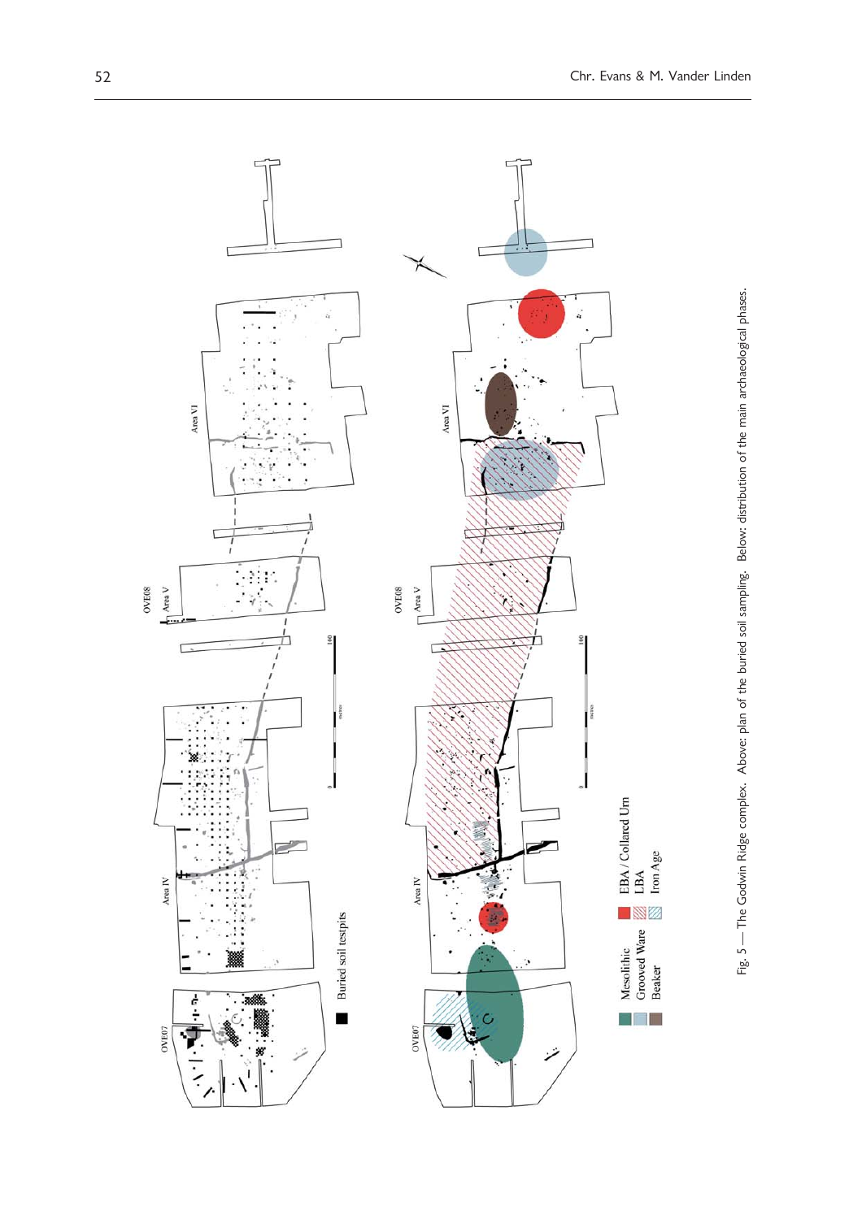Fig. 5 — The Godwin Ridge complex. Above: plan of the buried soil sampling. Below: distribution of the main archaeological phases.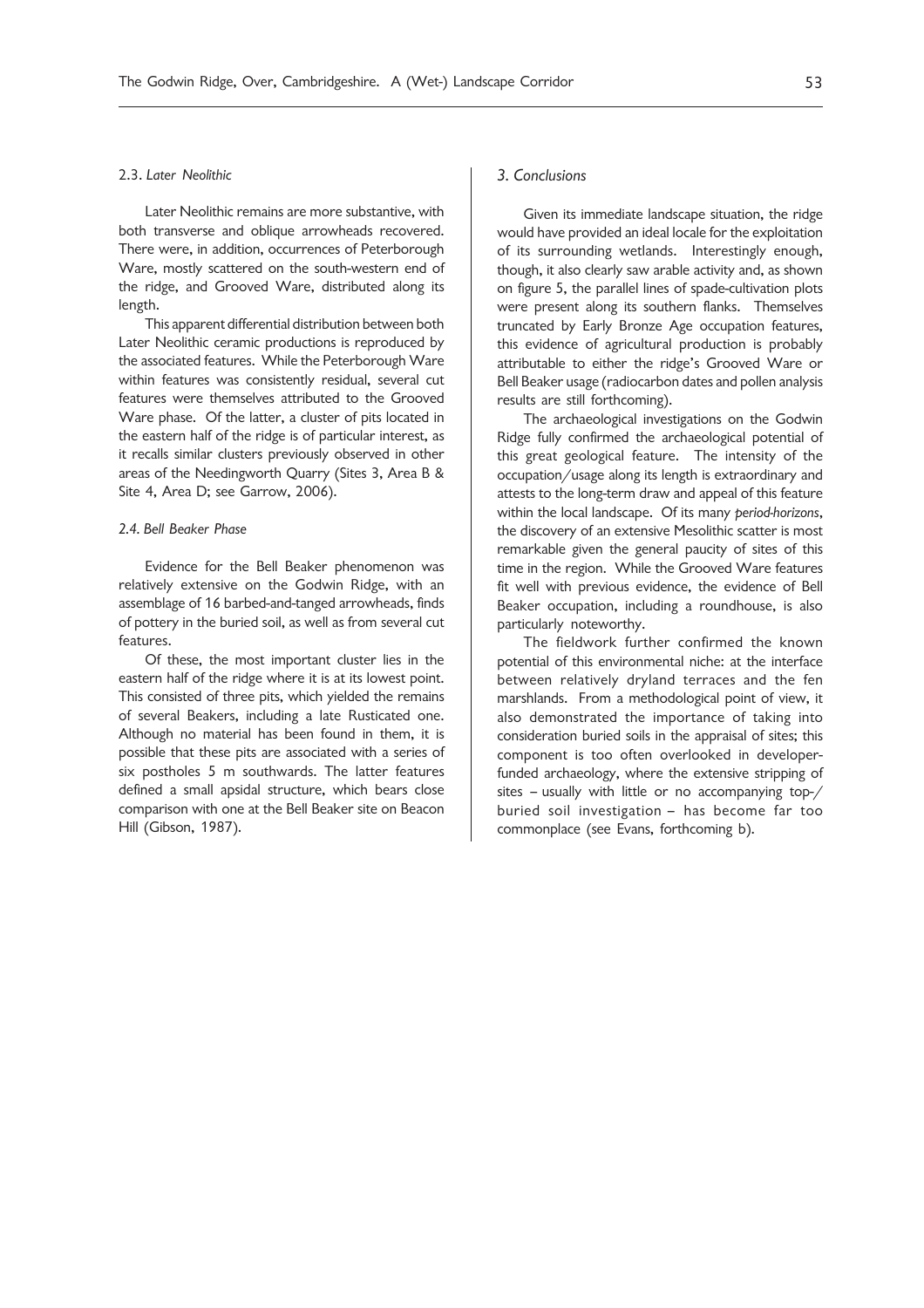### 2.3. *Later Neolithic*

Later Neolithic remains are more substantive, with both transverse and oblique arrowheads recovered. There were, in addition, occurrences of Peterborough Ware, mostly scattered on the south-western end of the ridge, and Grooved Ware, distributed along its length.

This apparent differential distribution between both Later Neolithic ceramic productions is reproduced by the associated features. While the Peterborough Ware within features was consistently residual, several cut features were themselves attributed to the Grooved Ware phase. Of the latter, a cluster of pits located in the eastern half of the ridge is of particular interest, as it recalls similar clusters previously observed in other areas of the Needingworth Quarry (Sites 3, Area B & Site 4, Area D; see Garrow, 2006).

### *2.4. Bell Beaker Phase*

Evidence for the Bell Beaker phenomenon was relatively extensive on the Godwin Ridge, with an assemblage of 16 barbed-and-tanged arrowheads, finds of pottery in the buried soil, as well as from several cut features.

Of these, the most important cluster lies in the eastern half of the ridge where it is at its lowest point. This consisted of three pits, which yielded the remains of several Beakers, including a late Rusticated one. Although no material has been found in them, it is possible that these pits are associated with a series of six postholes 5 m southwards. The latter features defined a small apsidal structure, which bears close comparison with one at the Bell Beaker site on Beacon Hill (Gibson, 1987).

## *3. Conclusions*

Given its immediate landscape situation, the ridge would have provided an ideal locale for the exploitation of its surrounding wetlands. Interestingly enough, though, it also clearly saw arable activity and, as shown on figure 5, the parallel lines of spade-cultivation plots were present along its southern flanks. Themselves truncated by Early Bronze Age occupation features, this evidence of agricultural production is probably attributable to either the ridge's Grooved Ware or Bell Beaker usage (radiocarbon dates and pollen analysis results are still forthcoming).

The archaeological investigations on the Godwin Ridge fully confirmed the archaeological potential of this great geological feature. The intensity of the occupation/usage along its length is extraordinary and attests to the long-term draw and appeal of this feature within the local landscape. Of its many *period-horizons*, the discovery of an extensive Mesolithic scatter is most remarkable given the general paucity of sites of this time in the region. While the Grooved Ware features fit well with previous evidence, the evidence of Bell Beaker occupation, including a roundhouse, is also particularly noteworthy.

The fieldwork further confirmed the known potential of this environmental niche: at the interface between relatively dryland terraces and the fen marshlands. From a methodological point of view, it also demonstrated the importance of taking into consideration buried soils in the appraisal of sites; this component is too often overlooked in developer-funded archaeology, where the extensive stripping of sites – usually with little or no accompanying top-/buried soil investigation – has become far too commonplace (see Evans, forthcoming b).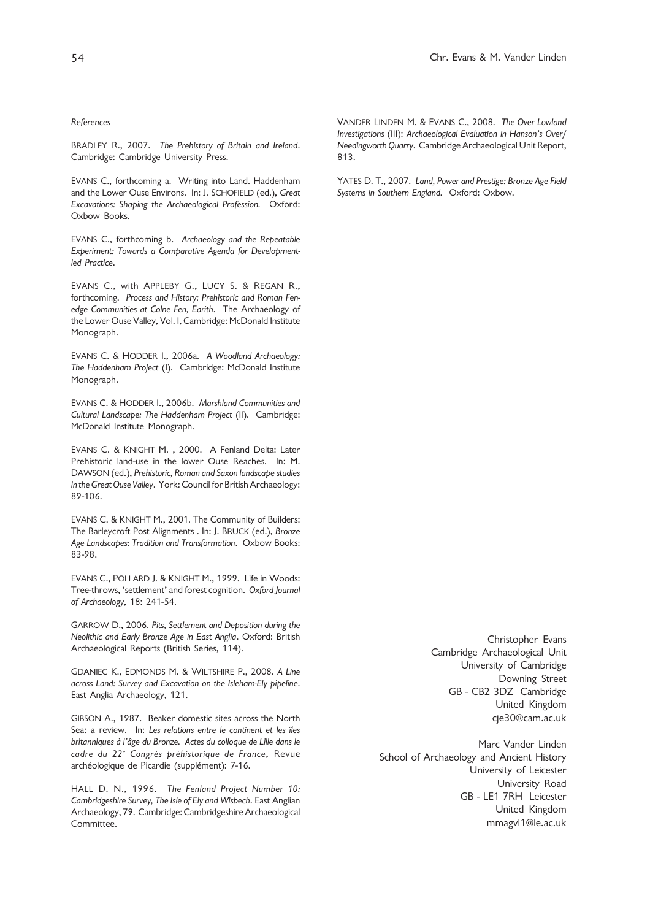*References*

BRADLEY R., 2007. *The Prehistory of Britain and Ireland*. Cambridge: Cambridge University Press.

EVANS C., forthcoming a. Writing into Land. Haddenham and the Lower Ouse Environs. In: J. SCHOFIELD (ed.), *Great Excavations: Shaping the Archaeological Profession.* Oxford: Oxbow Books.

EVANS C., forthcoming b. *Archaeology and the Repeatable Experiment: Towards a Comparative Agenda for Development-led Practice*.

EVANS C., with APPLEBY G., LUCY S. & REGAN R., forthcoming. *Process and History: Prehistoric and Roman Fen-edge Communities at Colne Fen, Earith*. The Archaeology of the Lower Ouse Valley, Vol. I, Cambridge: McDonald Institute Monograph.

EVANS C. & HODDER I., 2006a. *A Woodland Archaeology: The Haddenham Project* (I). Cambridge: McDonald Institute Monograph.

EVANS C. & HODDER I., 2006b. *Marshland Communities and Cultural Landscape: The Haddenham Project* (II). Cambridge: McDonald Institute Monograph.

EVANS C. & KNIGHT M. , 2000. A Fenland Delta: Later Prehistoric land-use in the lower Ouse Reaches. In: M. DAWSON (ed.), *Prehistoric, Roman and Saxon landscape studies in the Great Ouse Valley*. York: Council for British Archaeology: 89-106.

EVANS C. & KNIGHT M., 2001. The Community of Builders: The Barleycroft Post Alignments . In: J. BRUCK (ed.), *Bronze Age Landscapes: Tradition and Transformation*. Oxbow Books: 83-98.

EVANS C., POLLARD J. & KNIGHT M., 1999. Life in Woods: Tree-throws, 'settlement' and forest cognition. *Oxford Journal of Archaeology*, 18: 241-54.

GARROW D., 2006. *Pits, Settlement and Deposition during the Neolithic and Early Bronze Age in East Anglia*. Oxford: British Archaeological Reports (British Series, 114).

GDANIEC K., EDMONDS M. & WILTSHIRE P., 2008. *A Line across Land: Survey and Excavation on the Isleham-Ely pipeline*. East Anglia Archaeology, 121.

GIBSON A., 1987. Beaker domestic sites across the North Sea: a review. In: *Les relations entre le continent et les îles britanniques à l'âge du Bronze. Actes du colloque de Lille dans le cadre du 22e Congrès préhistorique de France*, Revue archéologique de Picardie (supplément): 7-16.

HALL D. N., 1996. *The Fenland Project Number 10: Cambridgeshire Survey, The Isle of Ely and Wisbech*. East Anglian Archaeology, 79. Cambridge: Cambridgeshire Archaeological Committee.

VANDER LINDEN M. & EVANS C., 2008. *The Over Lowland Investigations* (III): *Archaeological Evaluation in Hanson's Over/ Needingworth Quarry*. Cambridge Archaeological Unit Report, 813.

YATES D. T., 2007. *Land, Power and Prestige: Bronze Age Field Systems in Southern England.* Oxford: Oxbow.

Christopher Evans
Cambridge Archaeological Unit
University of Cambridge
Downing Street
GB - CB2 3DZ Cambridge
United Kingdom
cje30@cam.ac.uk

Marc Vander Linden
School of Archaeology and Ancient History
University of Leicester
University Road
GB - LE1 7RH Leicester
United Kingdom
mmagvl1@le.ac.uk